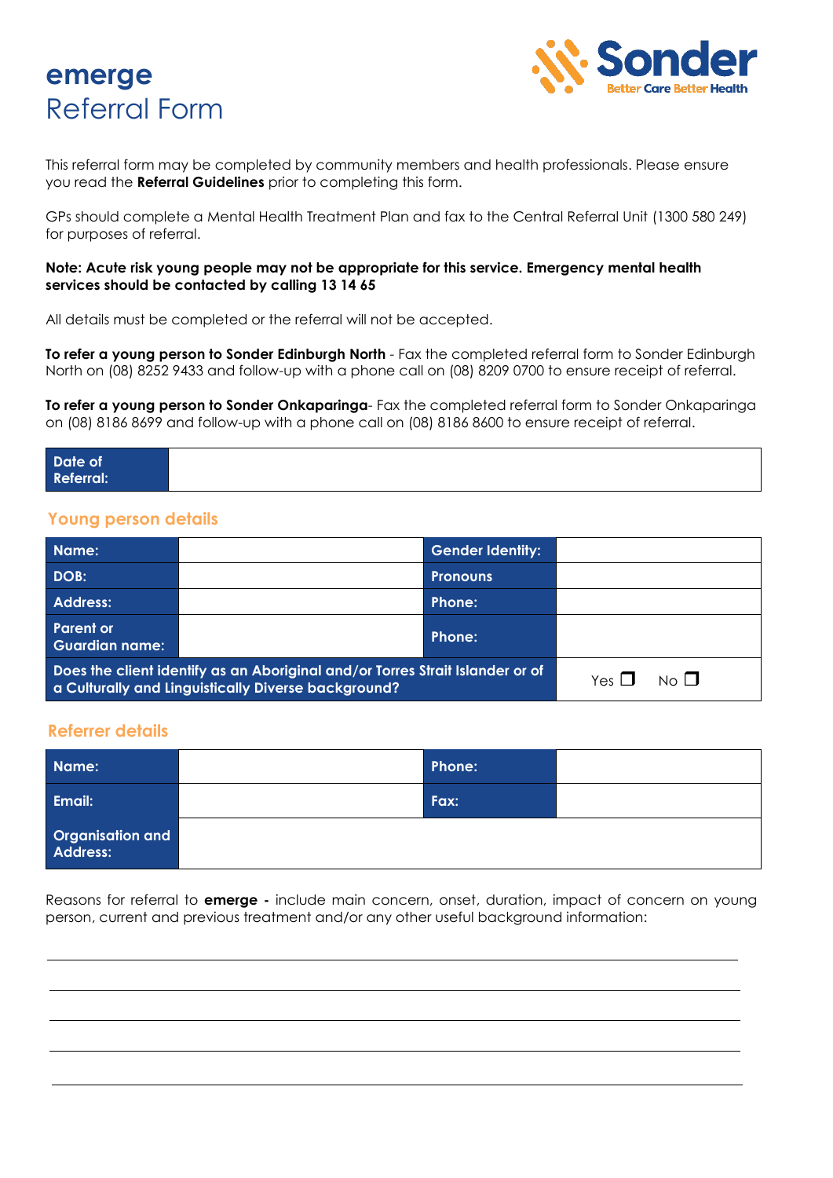# emerge
## Referral Form

Sonder
Better Care Better Health

This referral form may be completed by community members and health professionals. Please ensure you read the **Referral Guidelines** prior to completing this form.

GPs should complete a Mental Health Treatment Plan and fax to the Central Referral Unit (1300 580 249) for purposes of referral.

**Note: Acute risk young people may not be appropriate for this service. Emergency mental health services should be contacted by calling 13 14 65**

All details must be completed or the referral will not be accepted.

**To refer a young person to Sonder Edinburgh North** - Fax the completed referral form to Sonder Edinburgh North on (08) 8252 9433 and follow-up with a phone call on (08) 8209 0700 to ensure receipt of referral.

**To refer a young person to Sonder Onkaparinga**- Fax the completed referral form to Sonder Onkaparinga on (08) 8186 8699 and follow-up with a phone call on (08) 8186 8600 to ensure receipt of referral.

| Date of Referral: | |
|---|---|

### Young person details

| Name: | | Gender Identity: | |
|---|---|---|---|
| DOB: | | Pronouns | |
| Address: | | Phone: | |
| Parent or Guardian name: | | Phone: | |
| Does the client identify as an Aboriginal and/or Torres Strait Islander or of a Culturally and Linguistically Diverse background? | | | Yes ☐ No ☐ |

### Referrer details

| Name: | | Phone: | |
|---|---|---|---|
| Email: | | Fax: | |
| Organisation and Address: | | | |

Reasons for referral to **emerge -** include main concern, onset, duration, impact of concern on young person, current and previous treatment and/or any other useful background information:

\_\_\_\_\_\_\_\_\_\_\_\_\_\_\_\_\_\_\_\_\_\_\_\_\_\_\_\_\_\_\_\_\_\_\_\_\_\_\_\_\_\_\_\_\_\_\_\_\_\_\_\_\_\_\_\_\_\_\_\_\_\_\_\_\_\_\_\_\_\_\_\_\_\_\_\_\_\_

\_\_\_\_\_\_\_\_\_\_\_\_\_\_\_\_\_\_\_\_\_\_\_\_\_\_\_\_\_\_\_\_\_\_\_\_\_\_\_\_\_\_\_\_\_\_\_\_\_\_\_\_\_\_\_\_\_\_\_\_\_\_\_\_\_\_\_\_\_\_\_\_\_\_\_\_\_\_

\_\_\_\_\_\_\_\_\_\_\_\_\_\_\_\_\_\_\_\_\_\_\_\_\_\_\_\_\_\_\_\_\_\_\_\_\_\_\_\_\_\_\_\_\_\_\_\_\_\_\_\_\_\_\_\_\_\_\_\_\_\_\_\_\_\_\_\_\_\_\_\_\_\_\_\_\_\_

\_\_\_\_\_\_\_\_\_\_\_\_\_\_\_\_\_\_\_\_\_\_\_\_\_\_\_\_\_\_\_\_\_\_\_\_\_\_\_\_\_\_\_\_\_\_\_\_\_\_\_\_\_\_\_\_\_\_\_\_\_\_\_\_\_\_\_\_\_\_\_\_\_\_\_\_\_\_

\_\_\_\_\_\_\_\_\_\_\_\_\_\_\_\_\_\_\_\_\_\_\_\_\_\_\_\_\_\_\_\_\_\_\_\_\_\_\_\_\_\_\_\_\_\_\_\_\_\_\_\_\_\_\_\_\_\_\_\_\_\_\_\_\_\_\_\_\_\_\_\_\_\_\_\_\_\_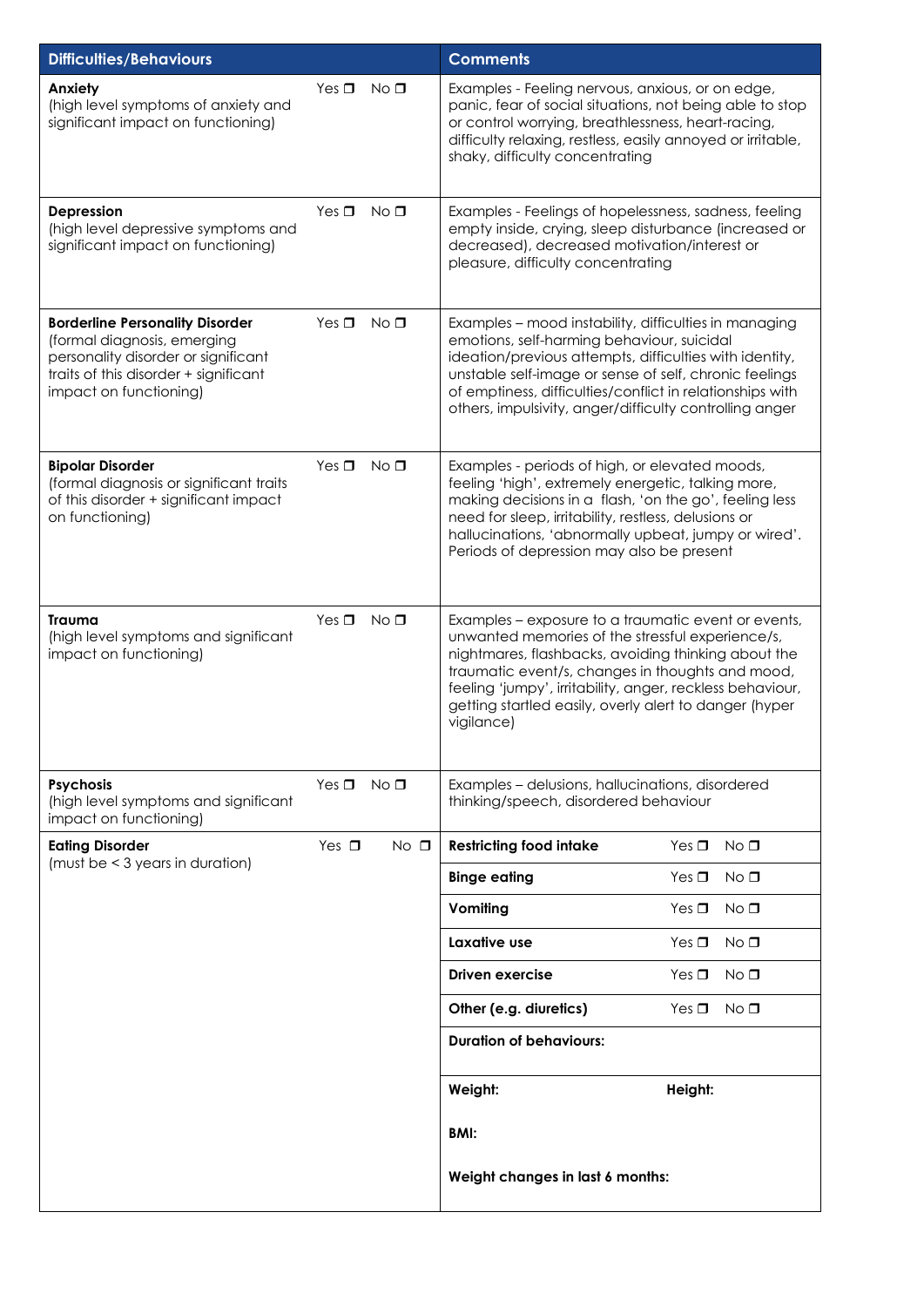| Difficulties/Behaviours | | Comments | |
|---|---|---|---|
| **Anxiety** (high level symptoms of anxiety and significant impact on functioning) | Yes ❐ No ❐ | Examples - Feeling nervous, anxious, or on edge, panic, fear of social situations, not being able to stop or control worrying, breathlessness, heart-racing, difficulty relaxing, restless, easily annoyed or irritable, shaky, difficulty concentrating | |
| **Depression** (high level depressive symptoms and significant impact on functioning) | Yes ❐ No ❐ | Examples - Feelings of hopelessness, sadness, feeling empty inside, crying, sleep disturbance (increased or decreased), decreased motivation/interest or pleasure, difficulty concentrating | |
| **Borderline Personality Disorder** (formal diagnosis, emerging personality disorder or significant traits of this disorder + significant impact on functioning) | Yes ❐ No ❐ | Examples – mood instability, difficulties in managing emotions, self-harming behaviour, suicidal ideation/previous attempts, difficulties with identity, unstable self-image or sense of self, chronic feelings of emptiness, difficulties/conflict in relationships with others, impulsivity, anger/difficulty controlling anger | |
| **Bipolar Disorder** (formal diagnosis or significant traits of this disorder + significant impact on functioning) | Yes ❐ No ❐ | Examples - periods of high, or elevated moods, feeling 'high', extremely energetic, talking more, making decisions in a flash, 'on the go', feeling less need for sleep, irritability, restless, delusions or hallucinations, 'abnormally upbeat, jumpy or wired'. Periods of depression may also be present | |
| **Trauma** (high level symptoms and significant impact on functioning) | Yes ❐ No ❐ | Examples – exposure to a traumatic event or events, unwanted memories of the stressful experience/s, nightmares, flashbacks, avoiding thinking about the traumatic event/s, changes in thoughts and mood, feeling 'jumpy', irritability, anger, reckless behaviour, getting startled easily, overly alert to danger (hyper vigilance) | |
| **Psychosis** (high level symptoms and significant impact on functioning) | Yes ❐ No ❐ | Examples – delusions, hallucinations, disordered thinking/speech, disordered behaviour | |
| **Eating Disorder** (must be < 3 years in duration) | Yes ❐ No ❐ | **Restricting food intake** | Yes ❐ No ❐ |
| | | **Binge eating** | Yes ❐ No ❐ |
| | | **Vomiting** | Yes ❐ No ❐ |
| | | **Laxative use** | Yes ❐ No ❐ |
| | | **Driven exercise** | Yes ❐ No ❐ |
| | | **Other (e.g. diuretics)** | Yes ❐ No ❐ |
| | | **Duration of behaviours:** | |
| | | **Weight:** | **Height:** |
| | | **BMI:** | |
| | | **Weight changes in last 6 months:** | |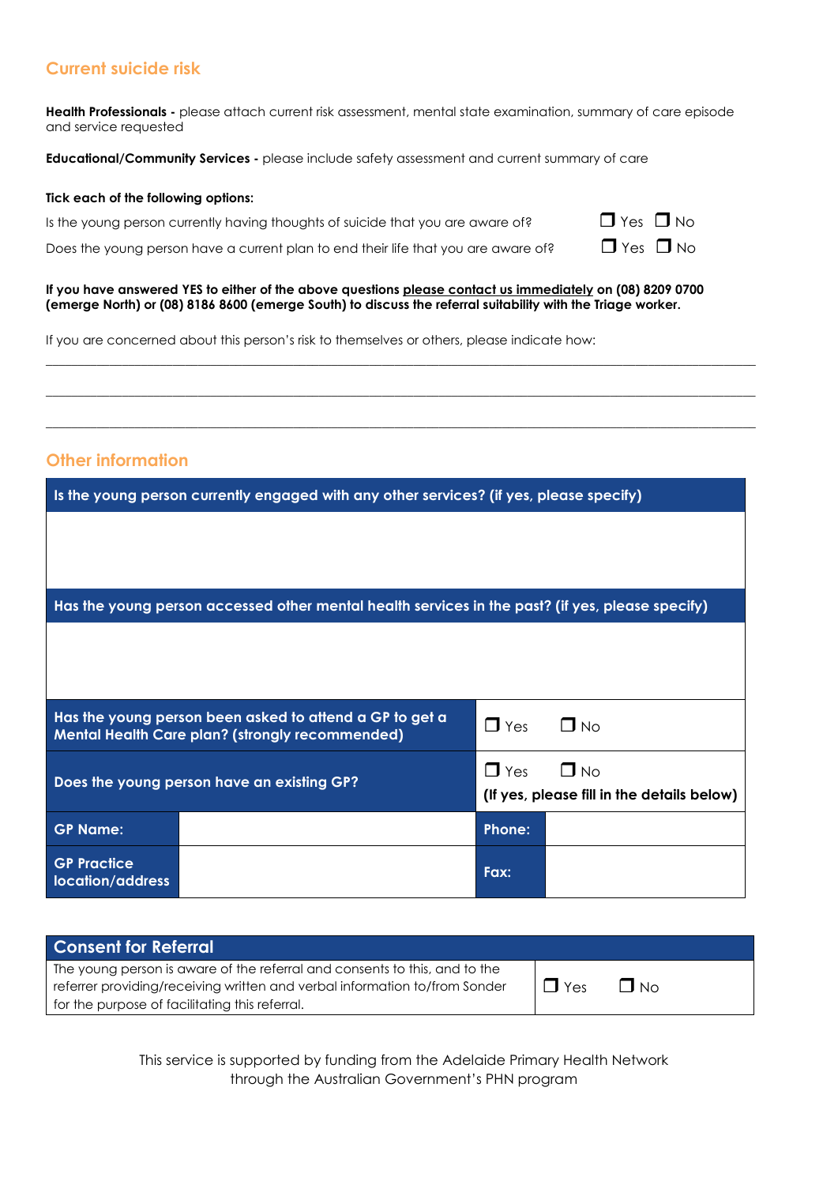## Current suicide risk

**Health Professionals -** please attach current risk assessment, mental state examination, summary of care episode and service requested

**Educational/Community Services -** please include safety assessment and current summary of care

**Tick each of the following options:**

Is the young person currently having thoughts of suicide that you are aware of? ❐ Yes ❐ No

Does the young person have a current plan to end their life that you are aware of? ❐ Yes ❐ No

**If you have answered YES to either of the above questions <u>please contact us immediately</u> on (08) 8209 0700 (emerge North) or (08) 8186 8600 (emerge South) to discuss the referral suitability with the Triage worker.**

If you are concerned about this person's risk to themselves or others, please indicate how:

\_\_\_\_\_\_\_\_\_\_\_\_\_\_\_\_\_\_\_\_\_\_\_\_\_\_\_\_\_\_\_\_\_\_\_\_\_\_\_\_\_\_\_\_\_\_\_\_\_\_\_\_\_\_\_\_\_\_\_\_\_\_\_\_\_\_\_\_\_\_\_\_\_\_\_\_\_\_

\_\_\_\_\_\_\_\_\_\_\_\_\_\_\_\_\_\_\_\_\_\_\_\_\_\_\_\_\_\_\_\_\_\_\_\_\_\_\_\_\_\_\_\_\_\_\_\_\_\_\_\_\_\_\_\_\_\_\_\_\_\_\_\_\_\_\_\_\_\_\_\_\_\_\_\_\_\_

\_\_\_\_\_\_\_\_\_\_\_\_\_\_\_\_\_\_\_\_\_\_\_\_\_\_\_\_\_\_\_\_\_\_\_\_\_\_\_\_\_\_\_\_\_\_\_\_\_\_\_\_\_\_\_\_\_\_\_\_\_\_\_\_\_\_\_\_\_\_\_\_\_\_\_\_\_\_

## Other information

| **Is the young person currently engaged with any other services? (if yes, please specify)** | | | |
|---|---|---|---|
| | | | |
| **Has the young person accessed other mental health services in the past? (if yes, please specify)** | | | |
| | | | |
| **Has the young person been asked to attend a GP to get a Mental Health Care plan? (strongly recommended)** | | ❐ Yes ❐ No | |
| **Does the young person have an existing GP?** | | ❐ Yes ❐ No **(If yes, please fill in the details below)** | |
| **GP Name:** | | **Phone:** | |
| **GP Practice location/address** | | **Fax:** | |

| **Consent for Referral** | |
|---|---|
| The young person is aware of the referral and consents to this, and to the referrer providing/receiving written and verbal information to/from Sonder for the purpose of facilitating this referral. | ❐ Yes ❐ No |

This service is supported by funding from the Adelaide Primary Health Network through the Australian Government's PHN program